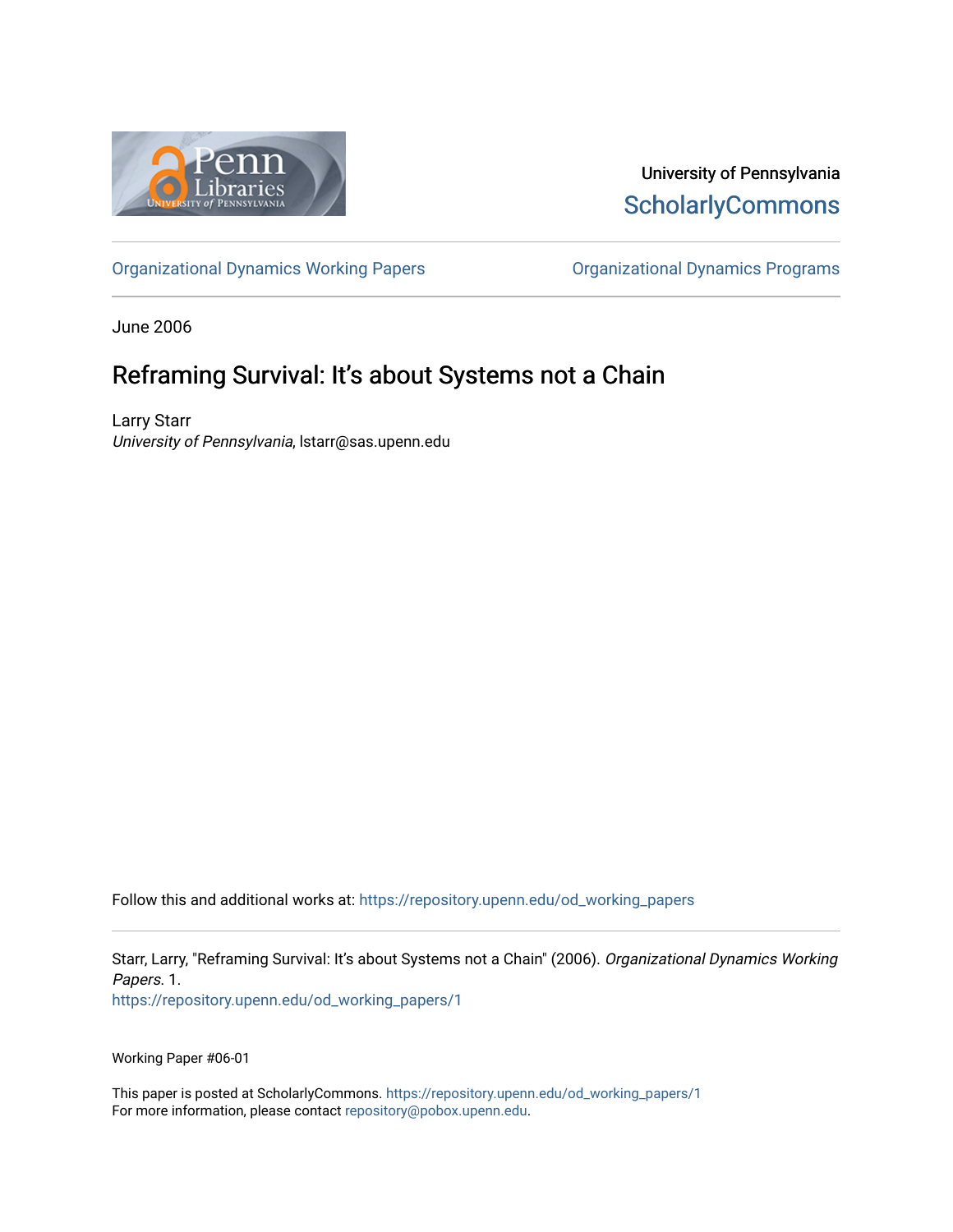University of Pennsylvania
ScholarlyCommons

Organizational Dynamics Working Papers | Organizational Dynamics Programs

June 2006

# Reframing Survival: It's about Systems not a Chain

Larry Starr
*University of Pennsylvania*, lstarr@sas.upenn.edu

Follow this and additional works at: https://repository.upenn.edu/od_working_papers

Starr, Larry, "Reframing Survival: It's about Systems not a Chain" (2006). *Organizational Dynamics Working Papers*. 1.
https://repository.upenn.edu/od_working_papers/1

Working Paper #06-01

This paper is posted at ScholarlyCommons. https://repository.upenn.edu/od_working_papers/1
For more information, please contact repository@pobox.upenn.edu.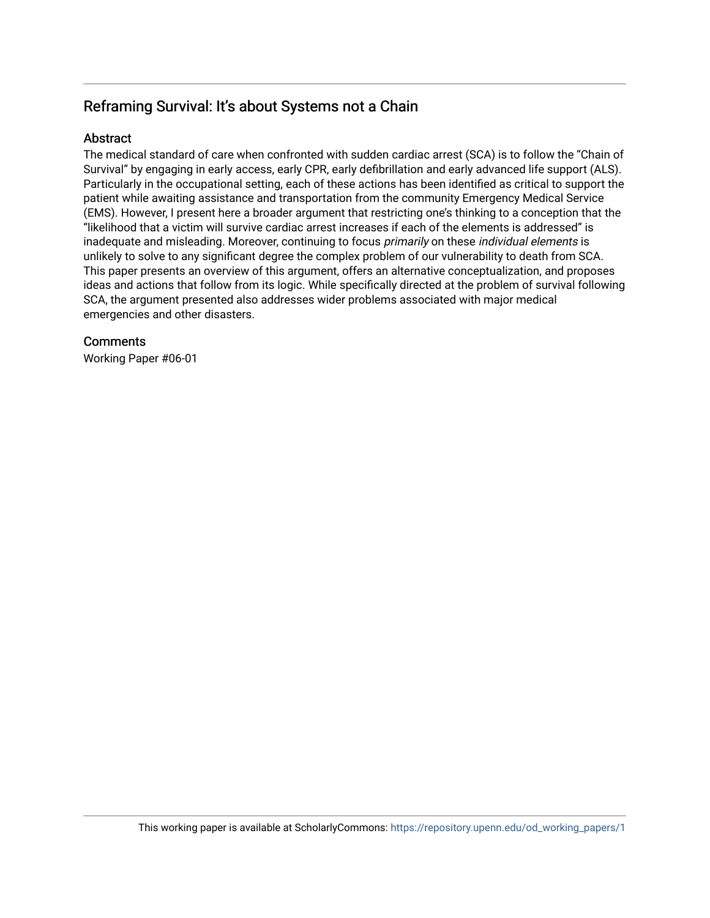## Reframing Survival: It's about Systems not a Chain

### Abstract

The medical standard of care when confronted with sudden cardiac arrest (SCA) is to follow the "Chain of Survival" by engaging in early access, early CPR, early defibrillation and early advanced life support (ALS). Particularly in the occupational setting, each of these actions has been identified as critical to support the patient while awaiting assistance and transportation from the community Emergency Medical Service (EMS). However, I present here a broader argument that restricting one's thinking to a conception that the "likelihood that a victim will survive cardiac arrest increases if each of the elements is addressed" is inadequate and misleading. Moreover, continuing to focus *primarily* on these *individual elements* is unlikely to solve to any significant degree the complex problem of our vulnerability to death from SCA. This paper presents an overview of this argument, offers an alternative conceptualization, and proposes ideas and actions that follow from its logic. While specifically directed at the problem of survival following SCA, the argument presented also addresses wider problems associated with major medical emergencies and other disasters.

### Comments

Working Paper #06-01

This working paper is available at ScholarlyCommons: https://repository.upenn.edu/od_working_papers/1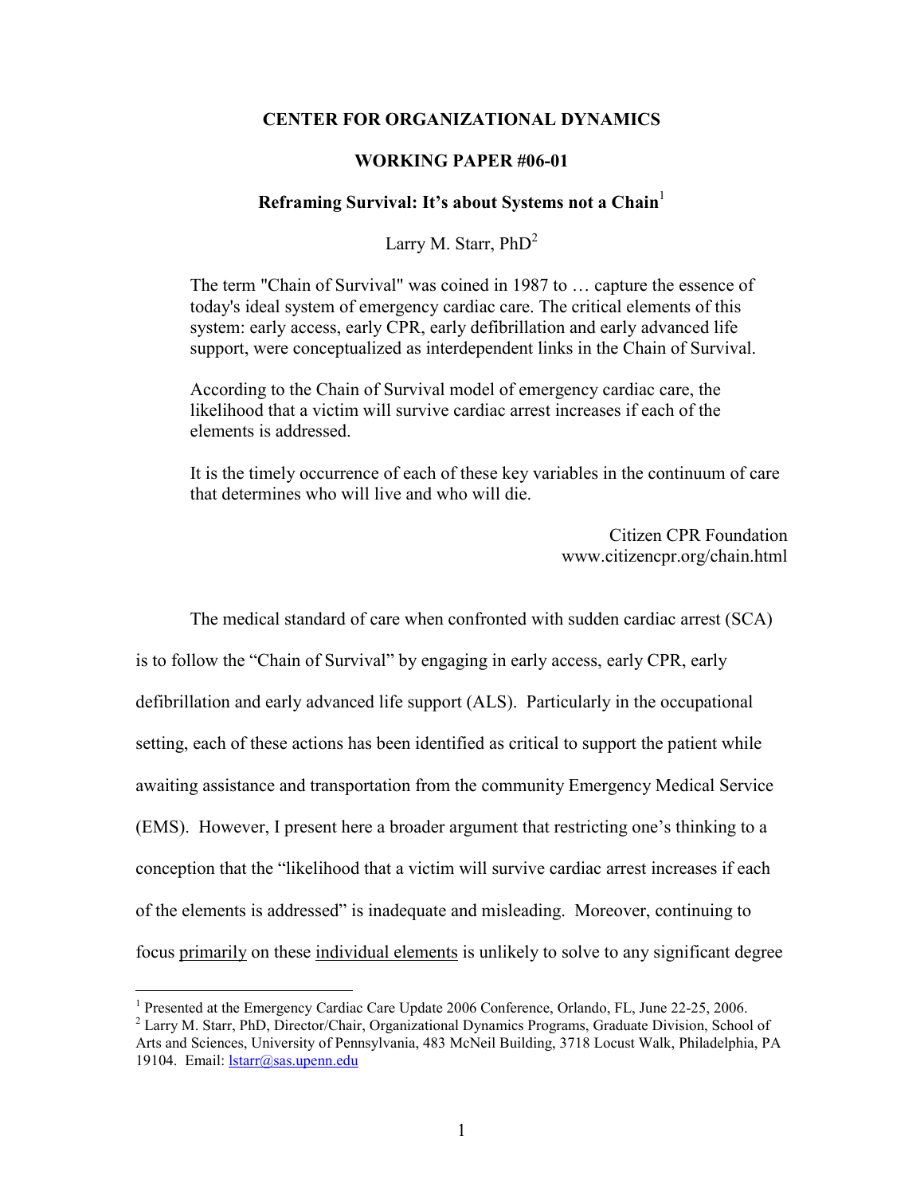**CENTER FOR ORGANIZATIONAL DYNAMICS**

**WORKING PAPER #06-01**

**Reframing Survival: It's about Systems not a Chain**[1]

Larry M. Starr, PhD[2]

> The term "Chain of Survival" was coined in 1987 to … capture the essence of today's ideal system of emergency cardiac care. The critical elements of this system: early access, early CPR, early defibrillation and early advanced life support, were conceptualized as interdependent links in the Chain of Survival.
>
> According to the Chain of Survival model of emergency cardiac care, the likelihood that a victim will survive cardiac arrest increases if each of the elements is addressed.
>
> It is the timely occurrence of each of these key variables in the continuum of care that determines who will live and who will die.
>
> Citizen CPR Foundation
> www.citizencpr.org/chain.html

The medical standard of care when confronted with sudden cardiac arrest (SCA) is to follow the "Chain of Survival" by engaging in early access, early CPR, early defibrillation and early advanced life support (ALS). Particularly in the occupational setting, each of these actions has been identified as critical to support the patient while awaiting assistance and transportation from the community Emergency Medical Service (EMS). However, I present here a broader argument that restricting one's thinking to a conception that the "likelihood that a victim will survive cardiac arrest increases if each of the elements is addressed" is inadequate and misleading. Moreover, continuing to focus primarily on these individual elements is unlikely to solve to any significant degree

---

[1] Presented at the Emergency Cardiac Care Update 2006 Conference, Orlando, FL, June 22-25, 2006.

[2] Larry M. Starr, PhD, Director/Chair, Organizational Dynamics Programs, Graduate Division, School of Arts and Sciences, University of Pennsylvania, 483 McNeil Building, 3718 Locust Walk, Philadelphia, PA 19104. Email: lstarr@sas.upenn.edu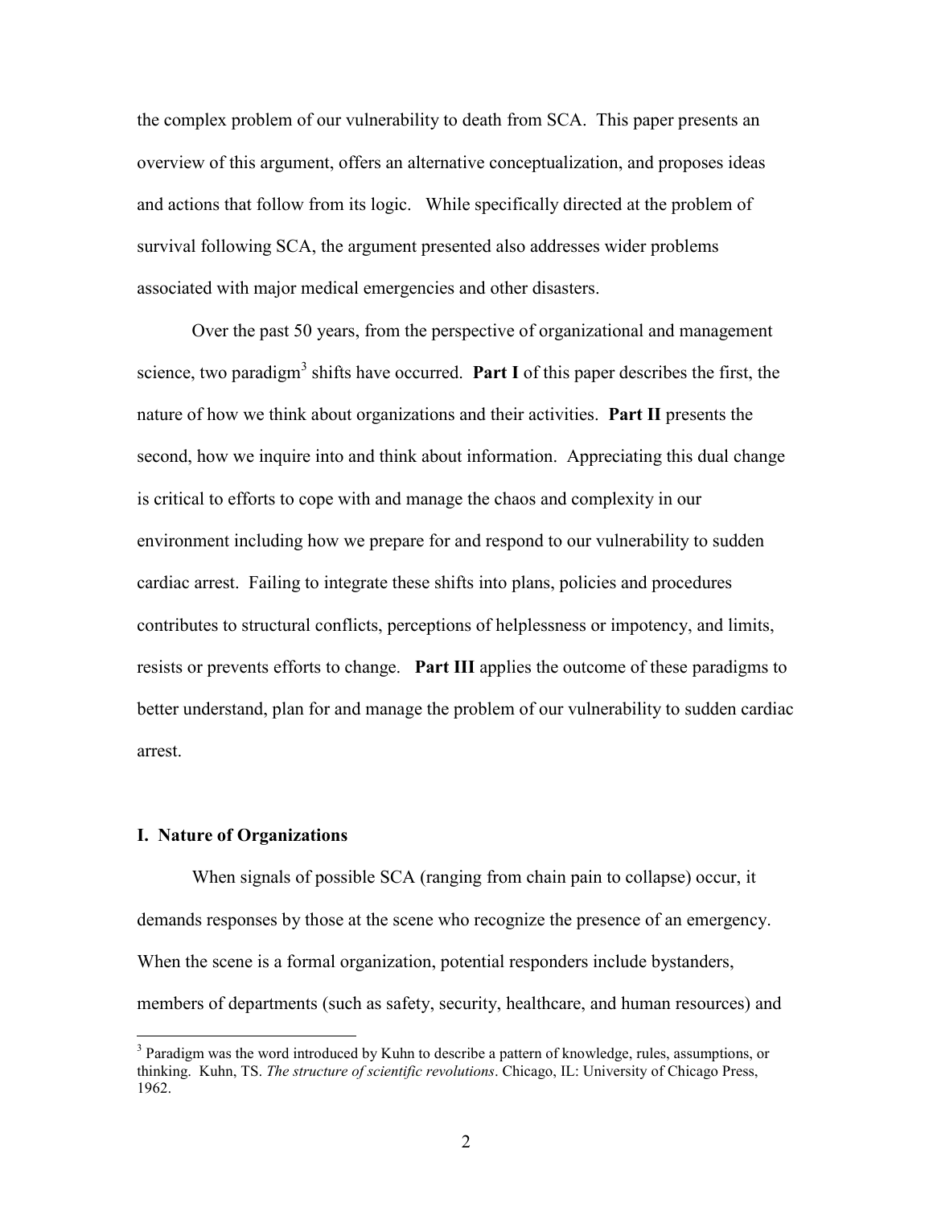the complex problem of our vulnerability to death from SCA. This paper presents an overview of this argument, offers an alternative conceptualization, and proposes ideas and actions that follow from its logic. While specifically directed at the problem of survival following SCA, the argument presented also addresses wider problems associated with major medical emergencies and other disasters.

Over the past 50 years, from the perspective of organizational and management science, two paradigm[3] shifts have occurred. **Part I** of this paper describes the first, the nature of how we think about organizations and their activities. **Part II** presents the second, how we inquire into and think about information. Appreciating this dual change is critical to efforts to cope with and manage the chaos and complexity in our environment including how we prepare for and respond to our vulnerability to sudden cardiac arrest. Failing to integrate these shifts into plans, policies and procedures contributes to structural conflicts, perceptions of helplessness or impotency, and limits, resists or prevents efforts to change. **Part III** applies the outcome of these paradigms to better understand, plan for and manage the problem of our vulnerability to sudden cardiac arrest.

## I. Nature of Organizations

When signals of possible SCA (ranging from chain pain to collapse) occur, it demands responses by those at the scene who recognize the presence of an emergency. When the scene is a formal organization, potential responders include bystanders, members of departments (such as safety, security, healthcare, and human resources) and

---

[3] Paradigm was the word introduced by Kuhn to describe a pattern of knowledge, rules, assumptions, or thinking. Kuhn, TS. *The structure of scientific revolutions*. Chicago, IL: University of Chicago Press, 1962.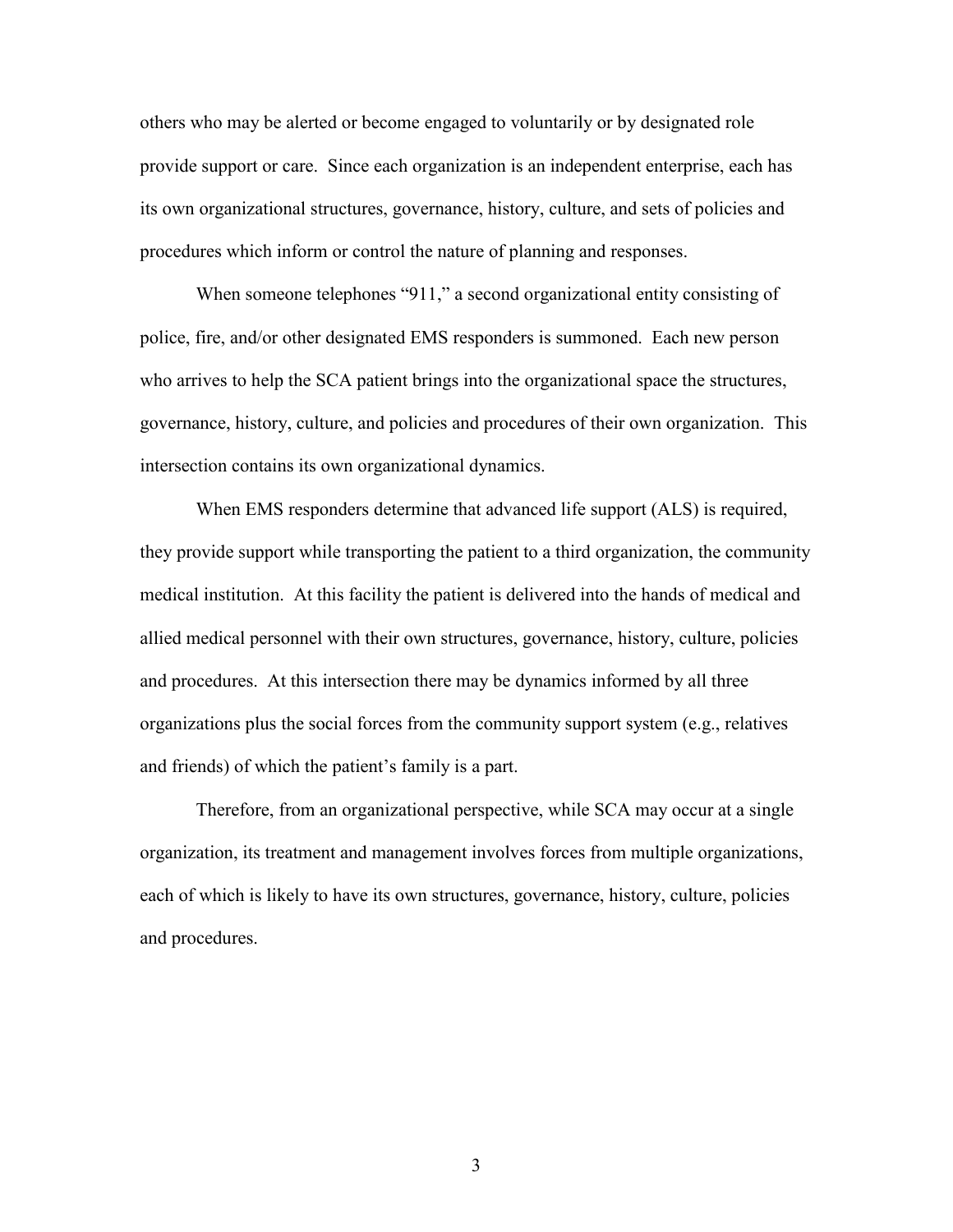others who may be alerted or become engaged to voluntarily or by designated role provide support or care. Since each organization is an independent enterprise, each has its own organizational structures, governance, history, culture, and sets of policies and procedures which inform or control the nature of planning and responses.

When someone telephones "911," a second organizational entity consisting of police, fire, and/or other designated EMS responders is summoned. Each new person who arrives to help the SCA patient brings into the organizational space the structures, governance, history, culture, and policies and procedures of their own organization. This intersection contains its own organizational dynamics.

When EMS responders determine that advanced life support (ALS) is required, they provide support while transporting the patient to a third organization, the community medical institution. At this facility the patient is delivered into the hands of medical and allied medical personnel with their own structures, governance, history, culture, policies and procedures. At this intersection there may be dynamics informed by all three organizations plus the social forces from the community support system (e.g., relatives and friends) of which the patient's family is a part.

Therefore, from an organizational perspective, while SCA may occur at a single organization, its treatment and management involves forces from multiple organizations, each of which is likely to have its own structures, governance, history, culture, policies and procedures.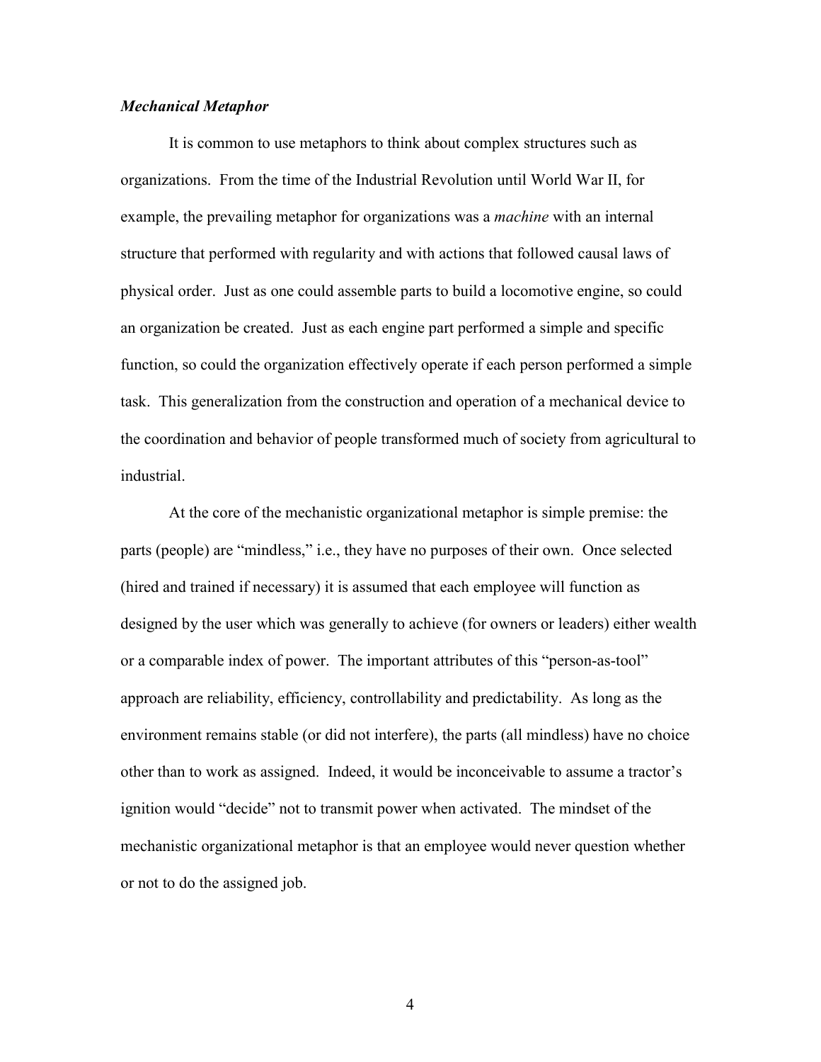### ***Mechanical Metaphor***

It is common to use metaphors to think about complex structures such as organizations. From the time of the Industrial Revolution until World War II, for example, the prevailing metaphor for organizations was a *machine* with an internal structure that performed with regularity and with actions that followed causal laws of physical order. Just as one could assemble parts to build a locomotive engine, so could an organization be created. Just as each engine part performed a simple and specific function, so could the organization effectively operate if each person performed a simple task. This generalization from the construction and operation of a mechanical device to the coordination and behavior of people transformed much of society from agricultural to industrial.

At the core of the mechanistic organizational metaphor is simple premise: the parts (people) are "mindless," i.e., they have no purposes of their own. Once selected (hired and trained if necessary) it is assumed that each employee will function as designed by the user which was generally to achieve (for owners or leaders) either wealth or a comparable index of power. The important attributes of this "person-as-tool" approach are reliability, efficiency, controllability and predictability. As long as the environment remains stable (or did not interfere), the parts (all mindless) have no choice other than to work as assigned. Indeed, it would be inconceivable to assume a tractor's ignition would "decide" not to transmit power when activated. The mindset of the mechanistic organizational metaphor is that an employee would never question whether or not to do the assigned job.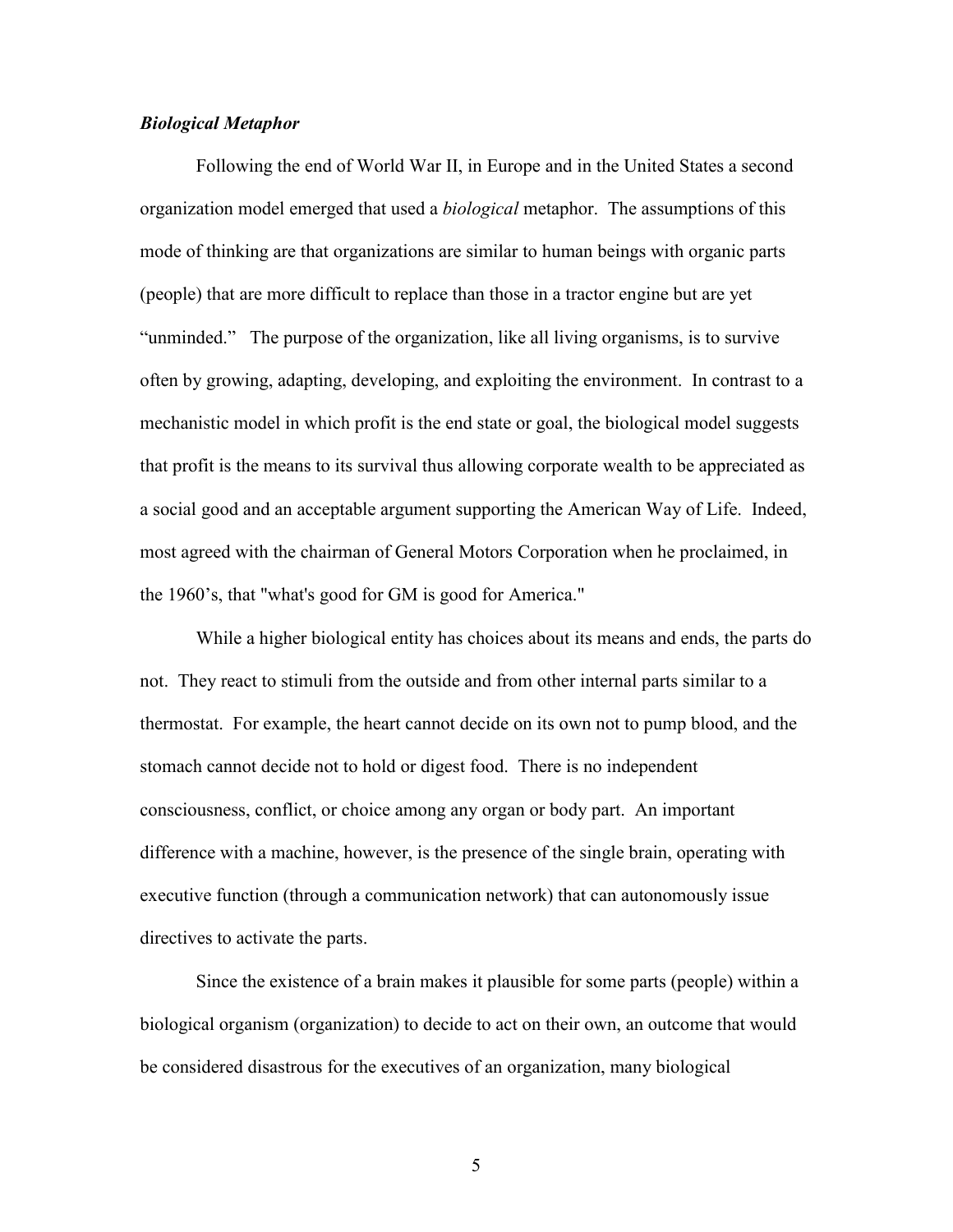### ***Biological Metaphor***

Following the end of World War II, in Europe and in the United States a second organization model emerged that used a *biological* metaphor. The assumptions of this mode of thinking are that organizations are similar to human beings with organic parts (people) that are more difficult to replace than those in a tractor engine but are yet "unminded." The purpose of the organization, like all living organisms, is to survive often by growing, adapting, developing, and exploiting the environment. In contrast to a mechanistic model in which profit is the end state or goal, the biological model suggests that profit is the means to its survival thus allowing corporate wealth to be appreciated as a social good and an acceptable argument supporting the American Way of Life. Indeed, most agreed with the chairman of General Motors Corporation when he proclaimed, in the 1960's, that "what's good for GM is good for America."

While a higher biological entity has choices about its means and ends, the parts do not. They react to stimuli from the outside and from other internal parts similar to a thermostat. For example, the heart cannot decide on its own not to pump blood, and the stomach cannot decide not to hold or digest food. There is no independent consciousness, conflict, or choice among any organ or body part. An important difference with a machine, however, is the presence of the single brain, operating with executive function (through a communication network) that can autonomously issue directives to activate the parts.

Since the existence of a brain makes it plausible for some parts (people) within a biological organism (organization) to decide to act on their own, an outcome that would be considered disastrous for the executives of an organization, many biological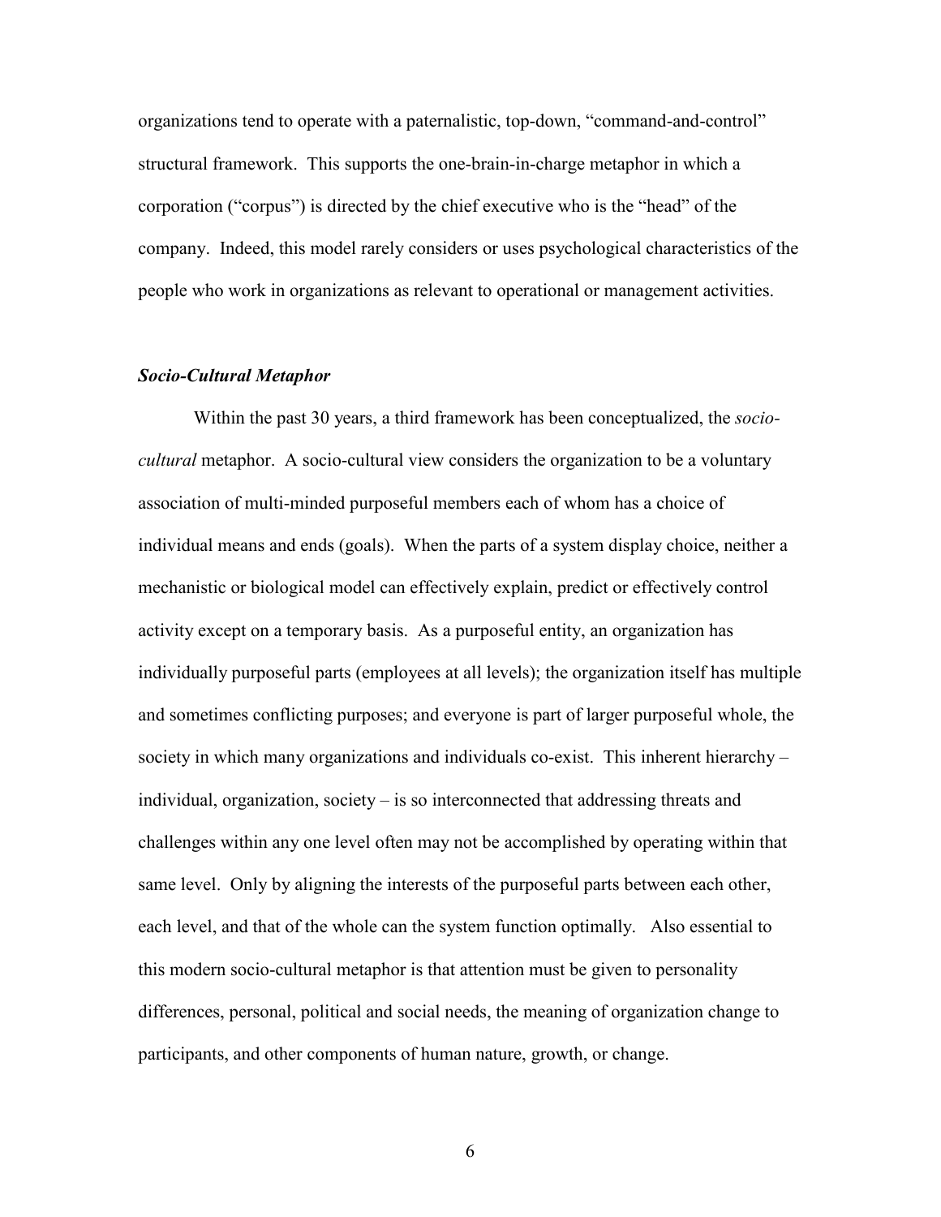organizations tend to operate with a paternalistic, top-down, "command-and-control" structural framework. This supports the one-brain-in-charge metaphor in which a corporation ("corpus") is directed by the chief executive who is the "head" of the company. Indeed, this model rarely considers or uses psychological characteristics of the people who work in organizations as relevant to operational or management activities.

### *Socio-Cultural Metaphor*

Within the past 30 years, a third framework has been conceptualized, the *socio-cultural* metaphor. A socio-cultural view considers the organization to be a voluntary association of multi-minded purposeful members each of whom has a choice of individual means and ends (goals). When the parts of a system display choice, neither a mechanistic or biological model can effectively explain, predict or effectively control activity except on a temporary basis. As a purposeful entity, an organization has individually purposeful parts (employees at all levels); the organization itself has multiple and sometimes conflicting purposes; and everyone is part of larger purposeful whole, the society in which many organizations and individuals co-exist. This inherent hierarchy – individual, organization, society – is so interconnected that addressing threats and challenges within any one level often may not be accomplished by operating within that same level. Only by aligning the interests of the purposeful parts between each other, each level, and that of the whole can the system function optimally. Also essential to this modern socio-cultural metaphor is that attention must be given to personality differences, personal, political and social needs, the meaning of organization change to participants, and other components of human nature, growth, or change.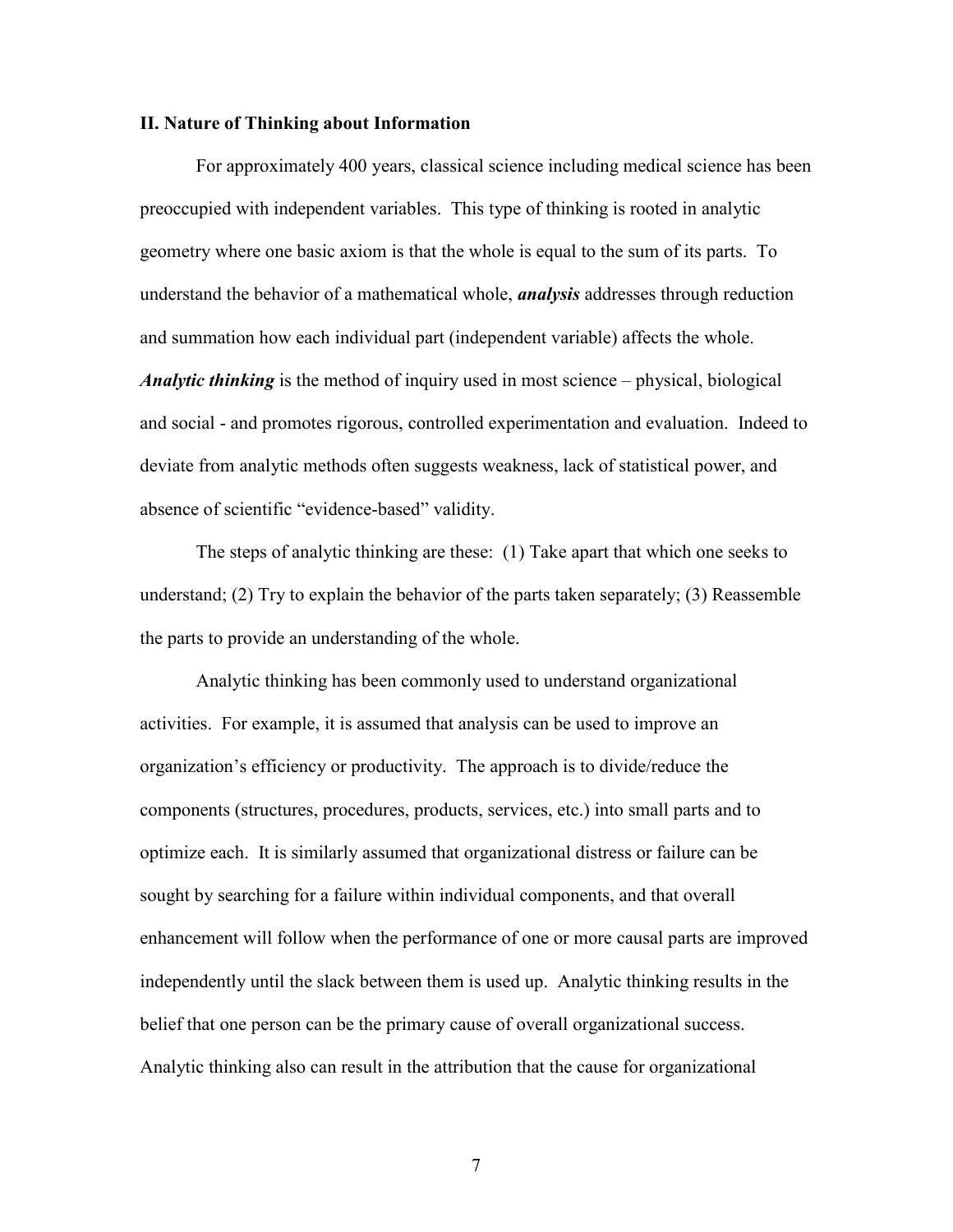## II. Nature of Thinking about Information

For approximately 400 years, classical science including medical science has been preoccupied with independent variables. This type of thinking is rooted in analytic geometry where one basic axiom is that the whole is equal to the sum of its parts. To understand the behavior of a mathematical whole, ***analysis*** addresses through reduction and summation how each individual part (independent variable) affects the whole. ***Analytic thinking*** is the method of inquiry used in most science – physical, biological and social - and promotes rigorous, controlled experimentation and evaluation. Indeed to deviate from analytic methods often suggests weakness, lack of statistical power, and absence of scientific "evidence-based" validity.

The steps of analytic thinking are these: (1) Take apart that which one seeks to understand; (2) Try to explain the behavior of the parts taken separately; (3) Reassemble the parts to provide an understanding of the whole.

Analytic thinking has been commonly used to understand organizational activities. For example, it is assumed that analysis can be used to improve an organization's efficiency or productivity. The approach is to divide/reduce the components (structures, procedures, products, services, etc.) into small parts and to optimize each. It is similarly assumed that organizational distress or failure can be sought by searching for a failure within individual components, and that overall enhancement will follow when the performance of one or more causal parts are improved independently until the slack between them is used up. Analytic thinking results in the belief that one person can be the primary cause of overall organizational success. Analytic thinking also can result in the attribution that the cause for organizational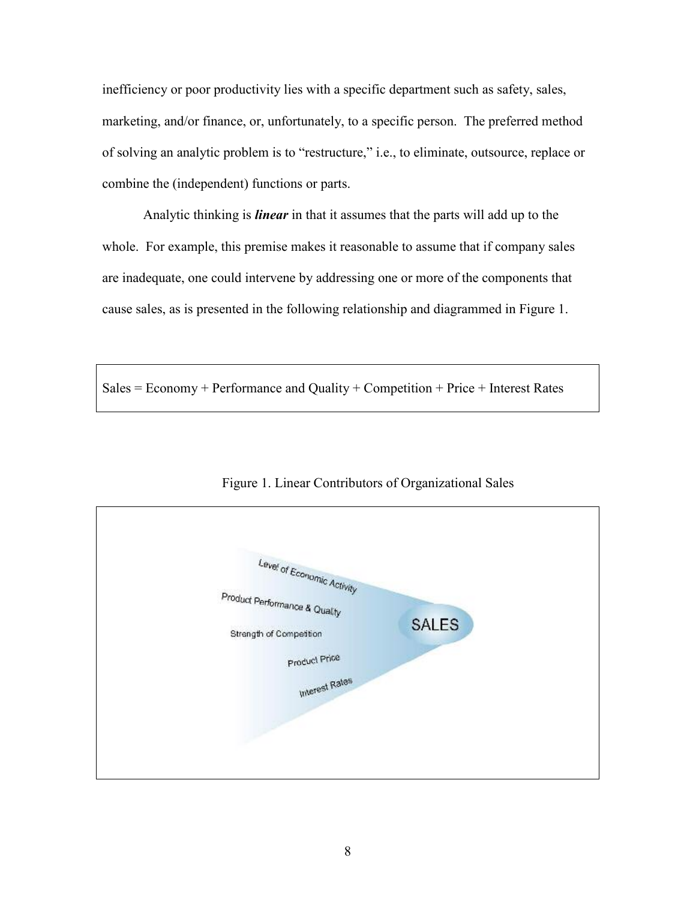inefficiency or poor productivity lies with a specific department such as safety, sales, marketing, and/or finance, or, unfortunately, to a specific person. The preferred method of solving an analytic problem is to "restructure," i.e., to eliminate, outsource, replace or combine the (independent) functions or parts.

Analytic thinking is ***linear*** in that it assumes that the parts will add up to the whole. For example, this premise makes it reasonable to assume that if company sales are inadequate, one could intervene by addressing one or more of the components that cause sales, as is presented in the following relationship and diagrammed in Figure 1.

Sales = Economy + Performance and Quality + Competition + Price + Interest Rates

Figure 1. Linear Contributors of Organizational Sales

Level of Economic Activity
Product Performance & Quality
Strength of Competition
Product Price
Interest Rates
SALES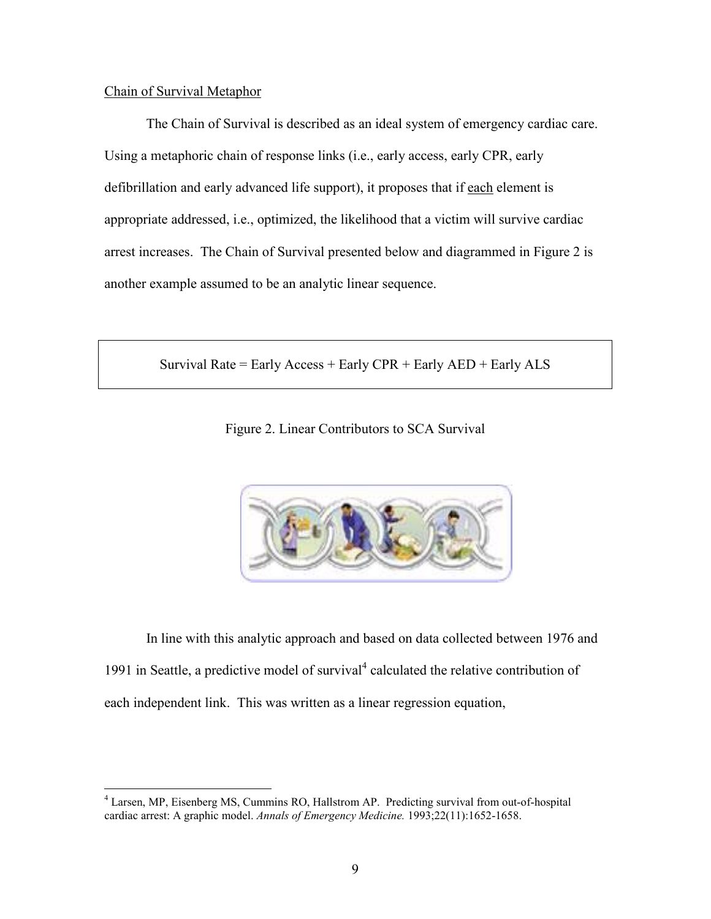Chain of Survival Metaphor

The Chain of Survival is described as an ideal system of emergency cardiac care. Using a metaphoric chain of response links (i.e., early access, early CPR, early defibrillation and early advanced life support), it proposes that if each element is appropriate addressed, i.e., optimized, the likelihood that a victim will survive cardiac arrest increases. The Chain of Survival presented below and diagrammed in Figure 2 is another example assumed to be an analytic linear sequence.

Survival Rate = Early Access + Early CPR + Early AED + Early ALS

Figure 2. Linear Contributors to SCA Survival

In line with this analytic approach and based on data collected between 1976 and 1991 in Seattle, a predictive model of survival[4] calculated the relative contribution of each independent link. This was written as a linear regression equation,

---

[4] Larsen, MP, Eisenberg MS, Cummins RO, Hallstrom AP. Predicting survival from out-of-hospital cardiac arrest: A graphic model. *Annals of Emergency Medicine.* 1993;22(11):1652-1658.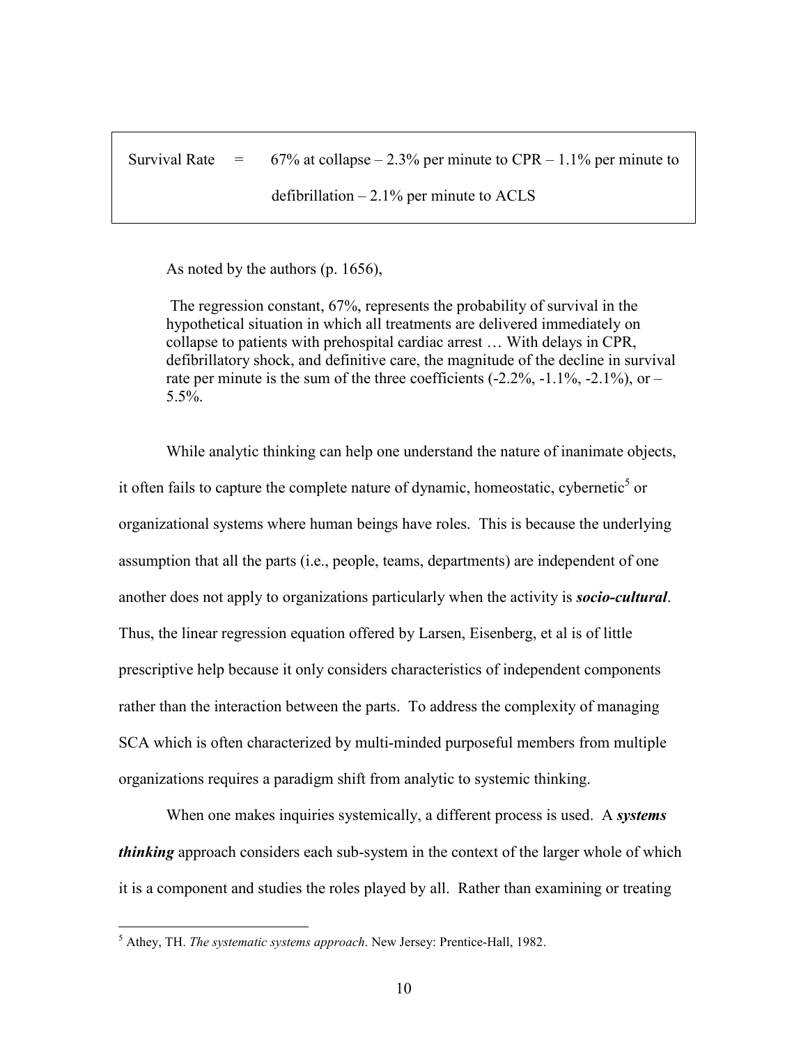| Survival Rate | = | 67% at collapse – 2.3% per minute to CPR – 1.1% per minute to defibrillation – 2.1% per minute to ACLS |
|---|---|---|

As noted by the authors (p. 1656),

> The regression constant, 67%, represents the probability of survival in the hypothetical situation in which all treatments are delivered immediately on collapse to patients with prehospital cardiac arrest … With delays in CPR, defibrillatory shock, and definitive care, the magnitude of the decline in survival rate per minute is the sum of the three coefficients (-2.2%, -1.1%, -2.1%), or –5.5%.

While analytic thinking can help one understand the nature of inanimate objects, it often fails to capture the complete nature of dynamic, homeostatic, cybernetic[5] or organizational systems where human beings have roles. This is because the underlying assumption that all the parts (i.e., people, teams, departments) are independent of one another does not apply to organizations particularly when the activity is ***socio-cultural***. Thus, the linear regression equation offered by Larsen, Eisenberg, et al is of little prescriptive help because it only considers characteristics of independent components rather than the interaction between the parts. To address the complexity of managing SCA which is often characterized by multi-minded purposeful members from multiple organizations requires a paradigm shift from analytic to systemic thinking.

When one makes inquiries systemically, a different process is used. A ***systems thinking*** approach considers each sub-system in the context of the larger whole of which it is a component and studies the roles played by all. Rather than examining or treating

---

[5] Athey, TH. *The systematic systems approach*. New Jersey: Prentice-Hall, 1982.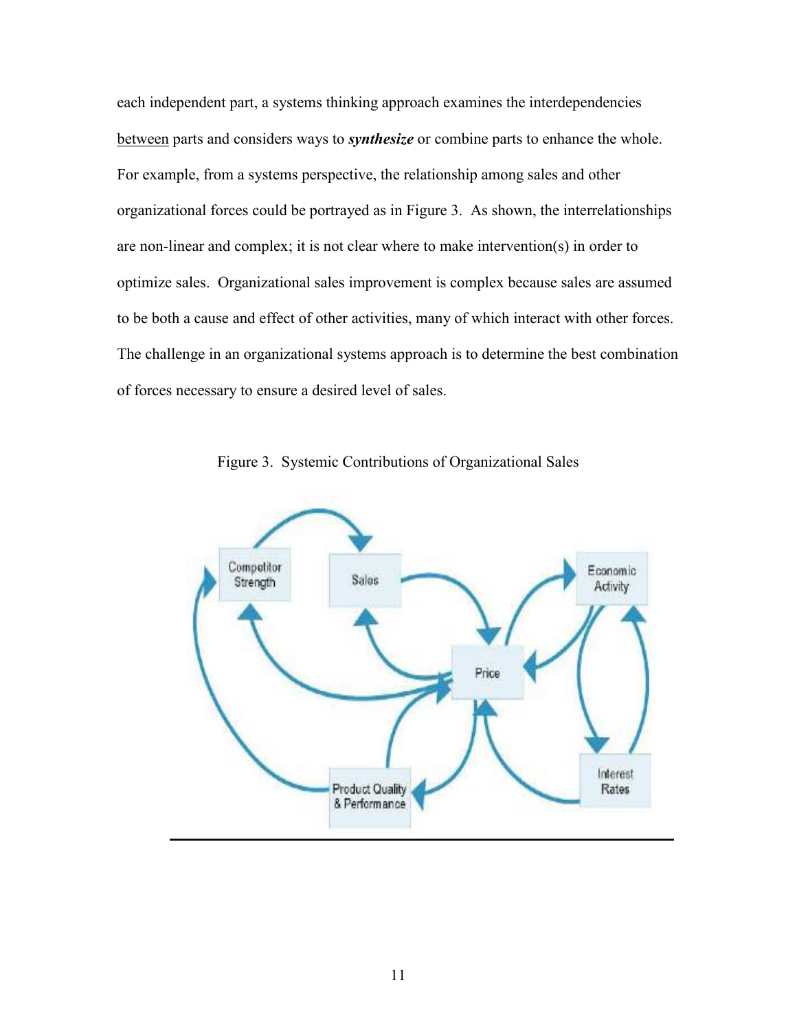each independent part, a systems thinking approach examines the interdependencies between parts and considers ways to ***synthesize*** or combine parts to enhance the whole. For example, from a systems perspective, the relationship among sales and other organizational forces could be portrayed as in Figure 3. As shown, the interrelationships are non-linear and complex; it is not clear where to make intervention(s) in order to optimize sales. Organizational sales improvement is complex because sales are assumed to be both a cause and effect of other activities, many of which interact with other forces. The challenge in an organizational systems approach is to determine the best combination of forces necessary to ensure a desired level of sales.

Figure 3. Systemic Contributions of Organizational Sales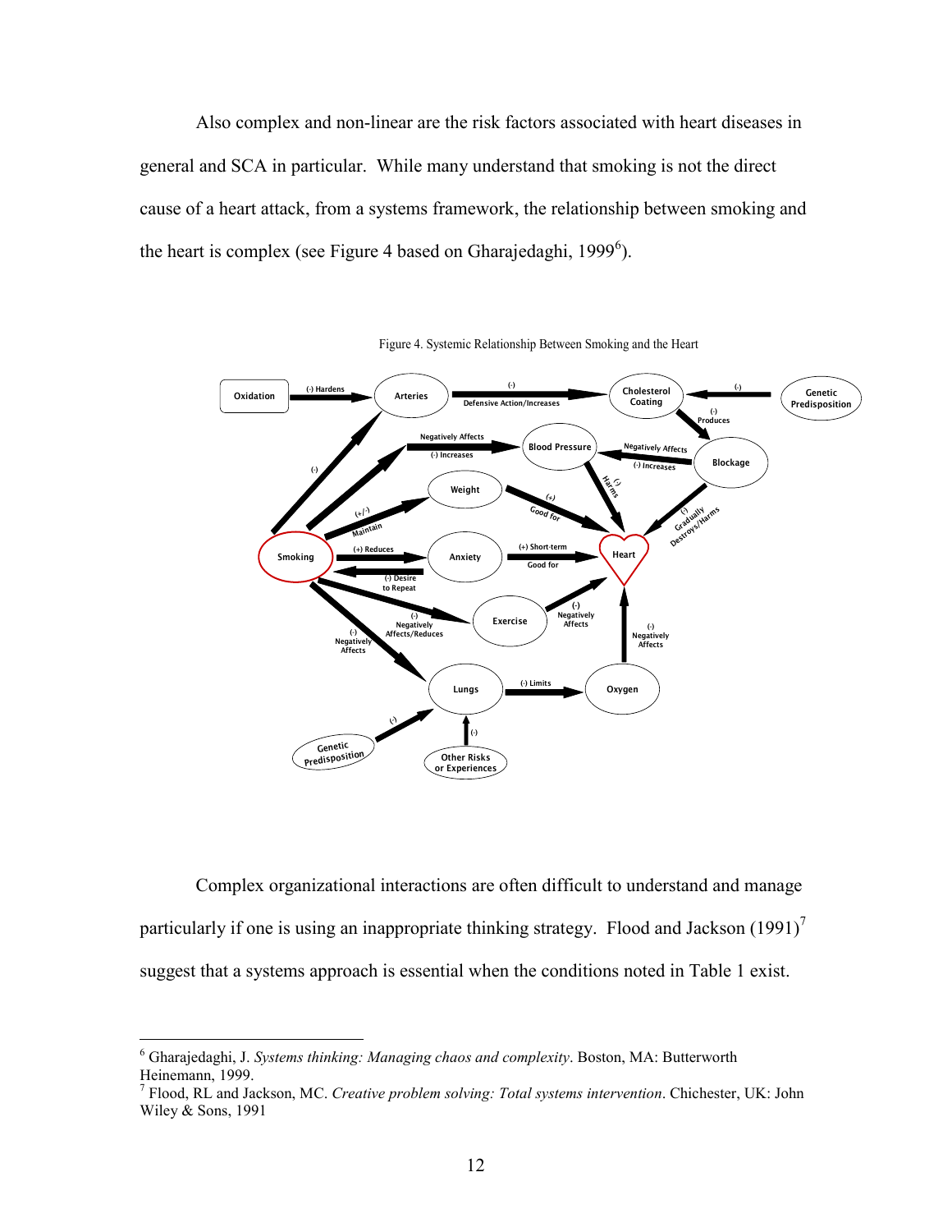Also complex and non-linear are the risk factors associated with heart diseases in general and SCA in particular. While many understand that smoking is not the direct cause of a heart attack, from a systems framework, the relationship between smoking and the heart is complex (see Figure 4 based on Gharajedaghi, 1999[6]).

Figure 4. Systemic Relationship Between Smoking and the Heart

Complex organizational interactions are often difficult to understand and manage particularly if one is using an inappropriate thinking strategy. Flood and Jackson (1991)[7] suggest that a systems approach is essential when the conditions noted in Table 1 exist.

---

[6] Gharajedaghi, J. *Systems thinking: Managing chaos and complexity*. Boston, MA: Butterworth Heinemann, 1999.

[7] Flood, RL and Jackson, MC. *Creative problem solving: Total systems intervention*. Chichester, UK: John Wiley & Sons, 1991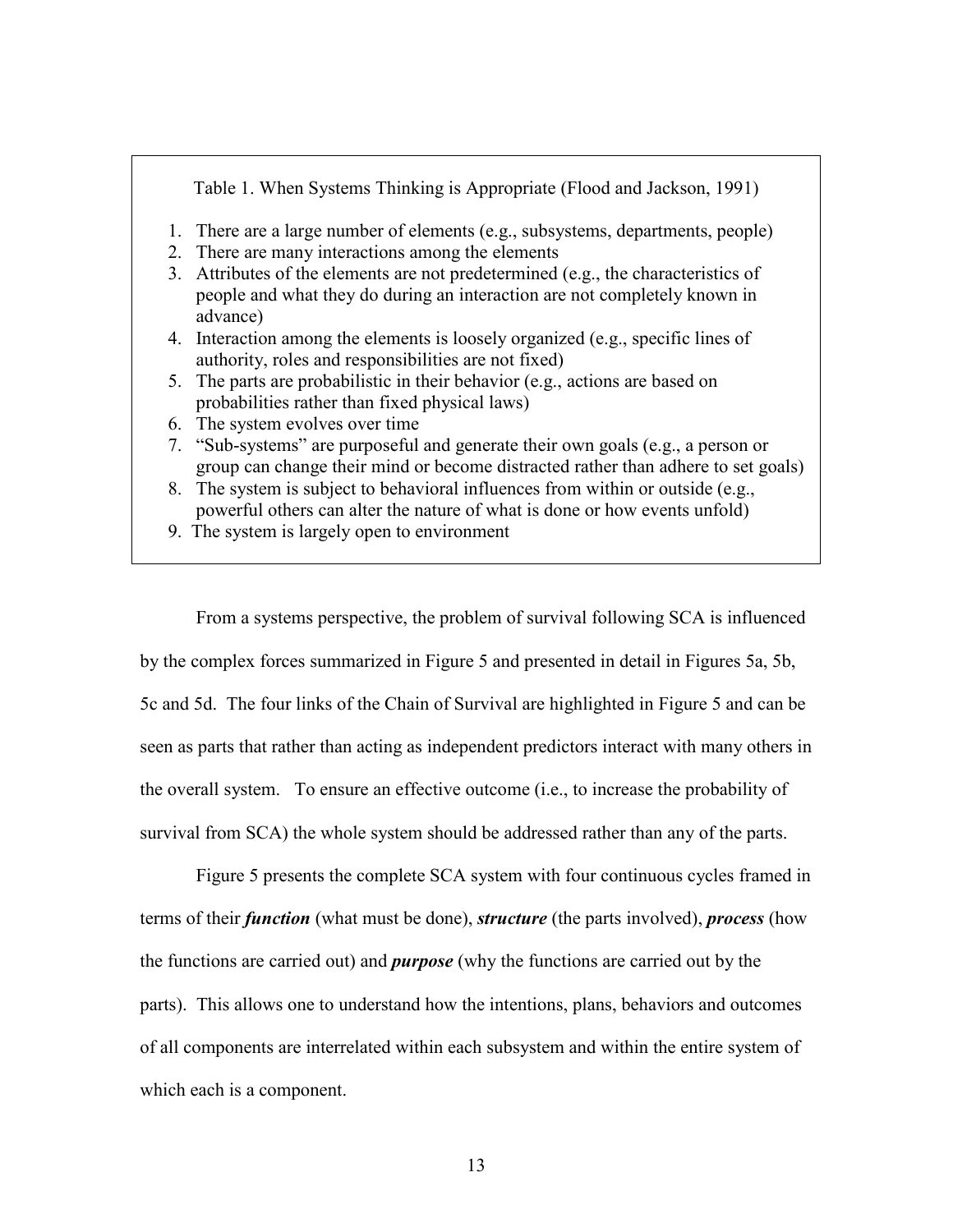Table 1. When Systems Thinking is Appropriate (Flood and Jackson, 1991)

1. There are a large number of elements (e.g., subsystems, departments, people)
2. There are many interactions among the elements
3. Attributes of the elements are not predetermined (e.g., the characteristics of people and what they do during an interaction are not completely known in advance)
4. Interaction among the elements is loosely organized (e.g., specific lines of authority, roles and responsibilities are not fixed)
5. The parts are probabilistic in their behavior (e.g., actions are based on probabilities rather than fixed physical laws)
6. The system evolves over time
7. "Sub-systems" are purposeful and generate their own goals (e.g., a person or group can change their mind or become distracted rather than adhere to set goals)
8. The system is subject to behavioral influences from within or outside (e.g., powerful others can alter the nature of what is done or how events unfold)
9. The system is largely open to environment

From a systems perspective, the problem of survival following SCA is influenced by the complex forces summarized in Figure 5 and presented in detail in Figures 5a, 5b, 5c and 5d. The four links of the Chain of Survival are highlighted in Figure 5 and can be seen as parts that rather than acting as independent predictors interact with many others in the overall system. To ensure an effective outcome (i.e., to increase the probability of survival from SCA) the whole system should be addressed rather than any of the parts.

Figure 5 presents the complete SCA system with four continuous cycles framed in terms of their ***function*** (what must be done), ***structure*** (the parts involved), ***process*** (how the functions are carried out) and ***purpose*** (why the functions are carried out by the parts). This allows one to understand how the intentions, plans, behaviors and outcomes of all components are interrelated within each subsystem and within the entire system of which each is a component.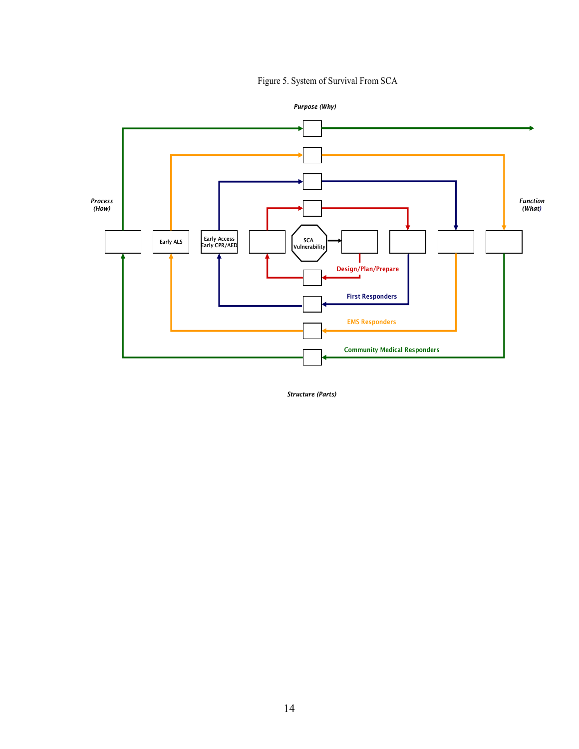Figure 5. System of Survival From SCA

Purpose (Why)

Process (How)

Function (What)

Early ALS

Early Access
Early CPR/AED

SCA
Vulnerability

Design/Plan/Prepare

First Responders

EMS Responders

Community Medical Responders

Structure (Parts)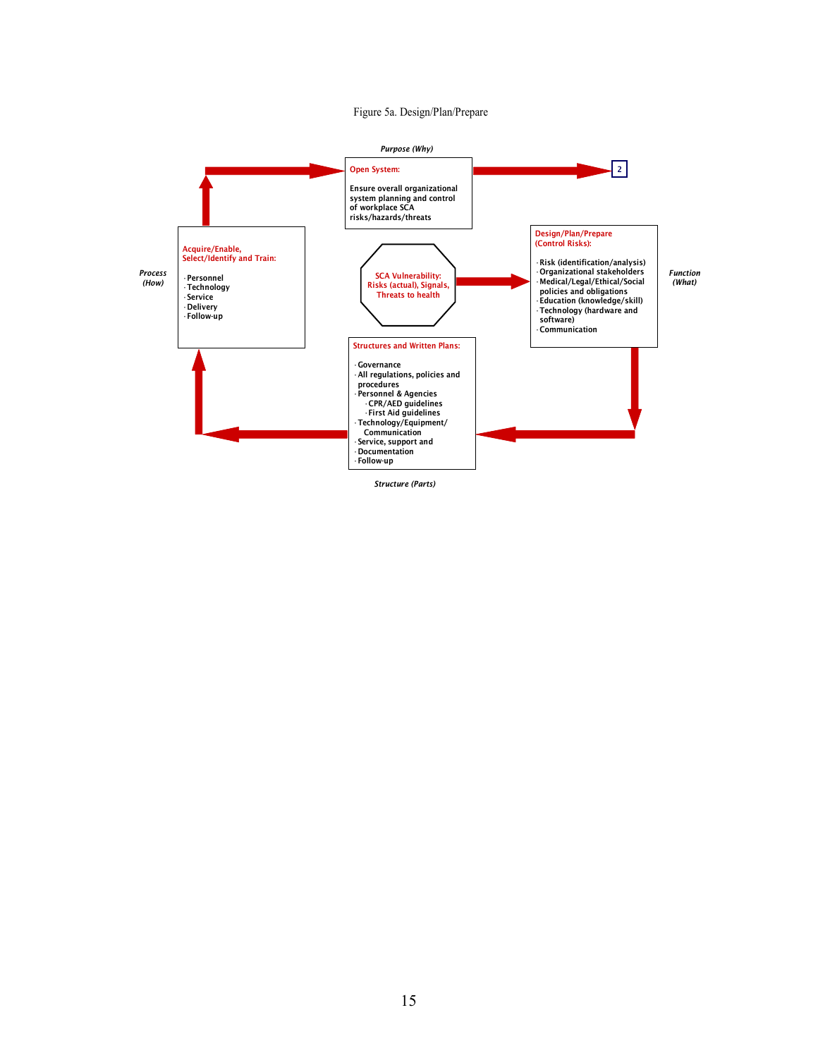Figure 5a. Design/Plan/Prepare

*Purpose (Why)*

**Open System:**

Ensure overall organizational system planning and control of workplace SCA risks/hazards/threats

2

**Design/Plan/Prepare (Control Risks):**

- Risk (identification/analysis)
- Organizational stakeholders
- Medical/Legal/Ethical/Social policies and obligations
- Education (knowledge/skill)
- Technology (hardware and software)
- Communication

*Function (What)*

**SCA Vulnerability: Risks (actual), Signals, Threats to health**

**Structures and Written Plans:**

- Governance
- All regulations, policies and procedures
- Personnel & Agencies
  - CPR/AED guidelines
  - First Aid guidelines
- Technology/Equipment/ Communication
- Service, support and
- Documentation
- Follow-up

*Structure (Parts)*

*Process (How)*

**Acquire/Enable, Select/Identify and Train:**

- Personnel
- Technology
- Service
- Delivery
- Follow-up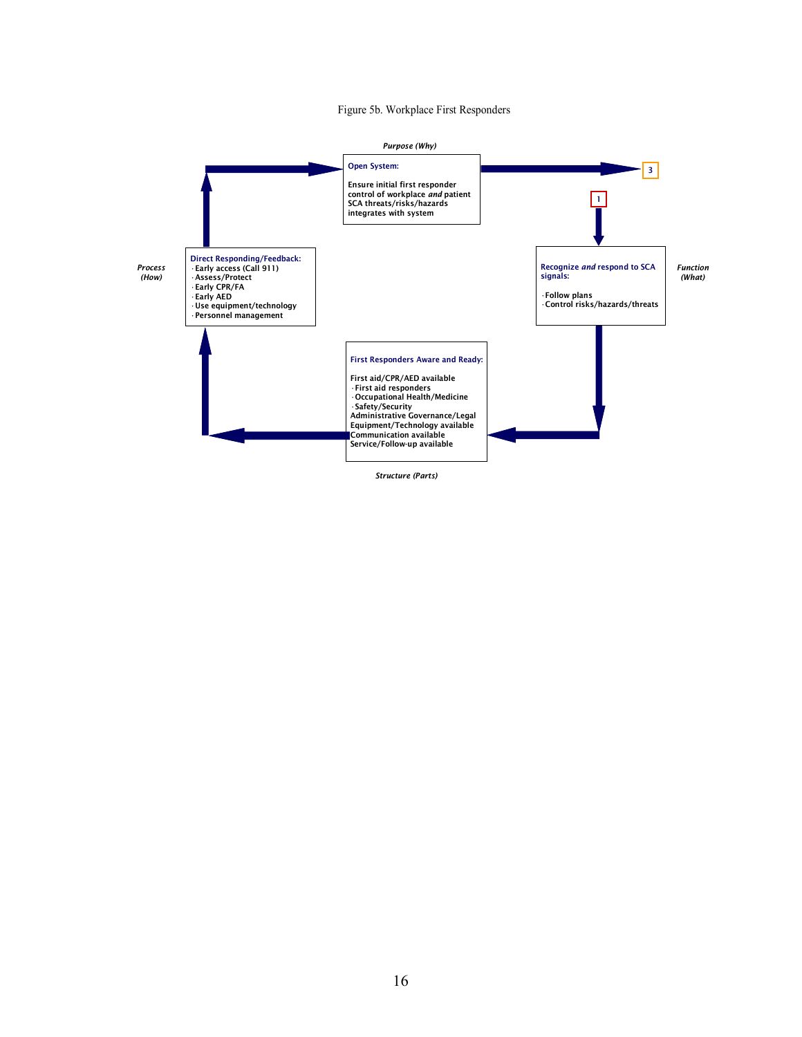Figure 5b. Workplace First Responders

*Purpose (Why)*

**Open System:**

Ensure initial first responder control of workplace *and* patient SCA threats/risks/hazards integrates with system

3

1

*Function (What)*

**Recognize *and* respond to SCA signals:**

- Follow plans
- Control risks/hazards/threats

*Structure (Parts)*

**First Responders Aware and Ready:**

First aid/CPR/AED available
- First aid responders
- Occupational Health/Medicine
- Safety/Security

Administrative Governance/Legal
Equipment/Technology available
Communication available
Service/Follow-up available

*Process (How)*

**Direct Responding/Feedback:**
- Early access (Call 911)
- Assess/Protect
- Early CPR/FA
- Early AED
- Use equipment/technology
- Personnel management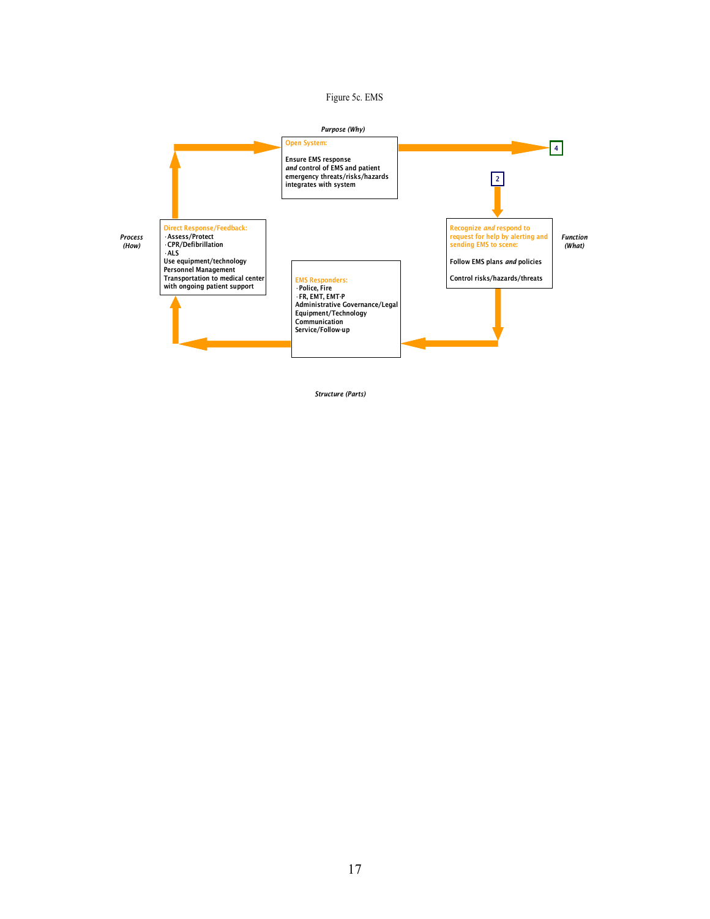Figure 5c. EMS

*Purpose (Why)*

**Open System:**

Ensure EMS response
*and* control of EMS and patient emergency threats/risks/hazards integrates with system

4

2

*Function (What)*

**Recognize *and* respond to request for help by alerting and sending EMS to scene:**

Follow EMS plans *and* policies

Control risks/hazards/threats

*Process (How)*

**Direct Response/Feedback:**
- Assess/Protect
- CPR/Defibrillation
- ALS

Use equipment/technology
Personnel Management
Transportation to medical center with ongoing patient support

**EMS Responders:**
- Police, Fire
- FR, EMT, EMT-P

Administrative Governance/Legal
Equipment/Technology
Communication
Service/Follow-up

*Structure (Parts)*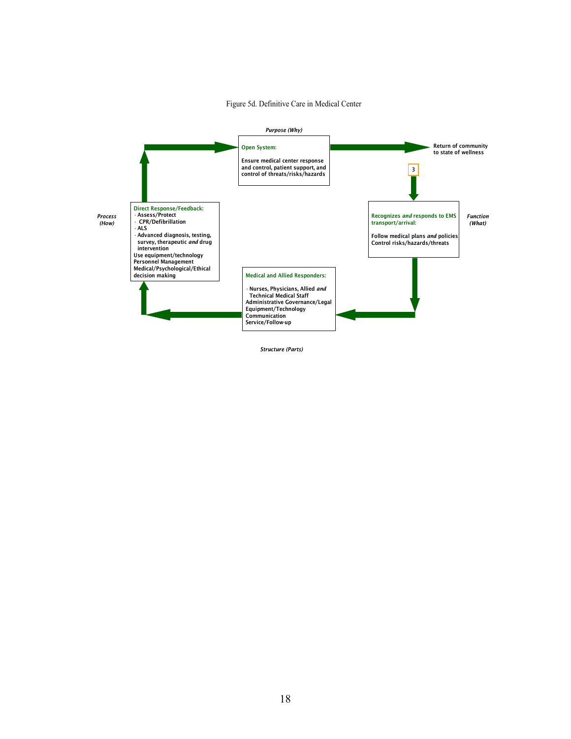Figure 5d. Definitive Care in Medical Center

*Purpose (Why)*

**Open System:**

**Ensure medical center response and control, patient support, and control of threats/risks/hazards**

**Return of community to state of wellness**

3

*Function (What)*

**Recognizes *and* responds to EMS transport/arrival:**

**Follow medical plans *and* policies**
**Control risks/hazards/threats**

*Structure (Parts)*

**Medical and Allied Responders:**

- **Nurses, Physicians, Allied *and* Technical Medical Staff**

**Administrative Governance/Legal**
**Equipment/Technology**
**Communication**
**Service/Follow-up**

*Process (How)*

**Direct Response/Feedback:**

- **Assess/Protect**
- **CPR/Defibrillation**
- **ALS**
- **Advanced diagnosis, testing, survey, therapeutic *and* drug intervention**

**Use equipment/technology**
**Personnel Management**
**Medical/Psychological/Ethical decision making**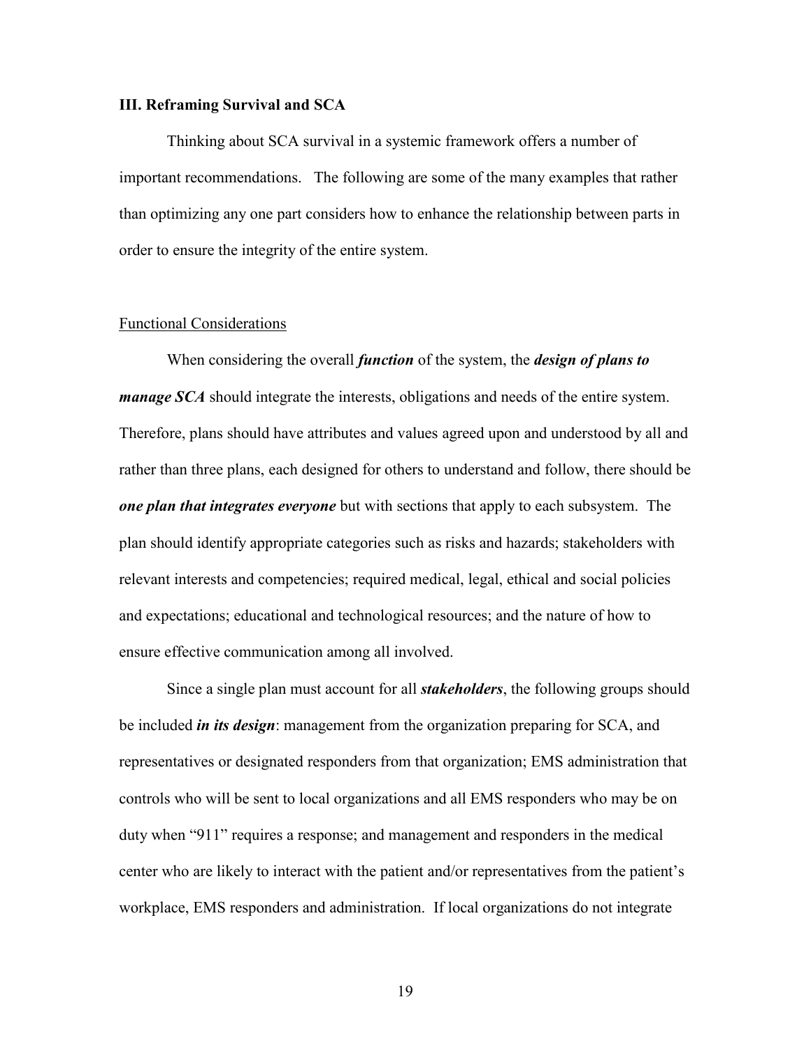## III. Reframing Survival and SCA

Thinking about SCA survival in a systemic framework offers a number of important recommendations. The following are some of the many examples that rather than optimizing any one part considers how to enhance the relationship between parts in order to ensure the integrity of the entire system.

### Functional Considerations

When considering the overall ***function*** of the system, the ***design of plans to manage SCA*** should integrate the interests, obligations and needs of the entire system. Therefore, plans should have attributes and values agreed upon and understood by all and rather than three plans, each designed for others to understand and follow, there should be ***one plan that integrates everyone*** but with sections that apply to each subsystem. The plan should identify appropriate categories such as risks and hazards; stakeholders with relevant interests and competencies; required medical, legal, ethical and social policies and expectations; educational and technological resources; and the nature of how to ensure effective communication among all involved.

Since a single plan must account for all ***stakeholders***, the following groups should be included ***in its design***: management from the organization preparing for SCA, and representatives or designated responders from that organization; EMS administration that controls who will be sent to local organizations and all EMS responders who may be on duty when "911" requires a response; and management and responders in the medical center who are likely to interact with the patient and/or representatives from the patient's workplace, EMS responders and administration. If local organizations do not integrate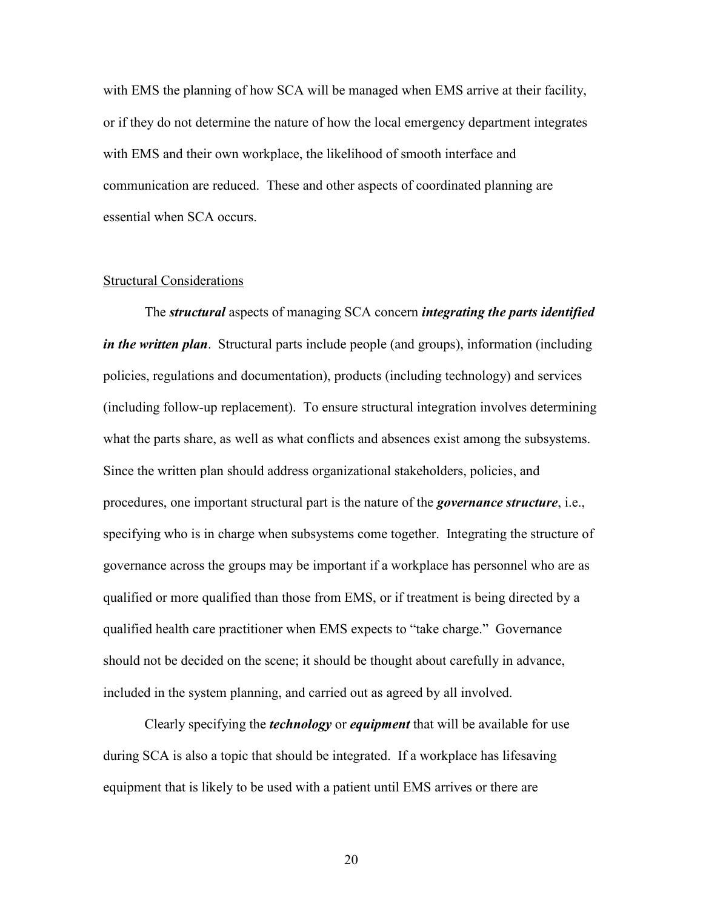with EMS the planning of how SCA will be managed when EMS arrive at their facility, or if they do not determine the nature of how the local emergency department integrates with EMS and their own workplace, the likelihood of smooth interface and communication are reduced. These and other aspects of coordinated planning are essential when SCA occurs.

## Structural Considerations

The ***structural*** aspects of managing SCA concern ***integrating the parts identified in the written plan***. Structural parts include people (and groups), information (including policies, regulations and documentation), products (including technology) and services (including follow-up replacement). To ensure structural integration involves determining what the parts share, as well as what conflicts and absences exist among the subsystems. Since the written plan should address organizational stakeholders, policies, and procedures, one important structural part is the nature of the ***governance structure***, i.e., specifying who is in charge when subsystems come together. Integrating the structure of governance across the groups may be important if a workplace has personnel who are as qualified or more qualified than those from EMS, or if treatment is being directed by a qualified health care practitioner when EMS expects to "take charge." Governance should not be decided on the scene; it should be thought about carefully in advance, included in the system planning, and carried out as agreed by all involved.

Clearly specifying the ***technology*** or ***equipment*** that will be available for use during SCA is also a topic that should be integrated. If a workplace has lifesaving equipment that is likely to be used with a patient until EMS arrives or there are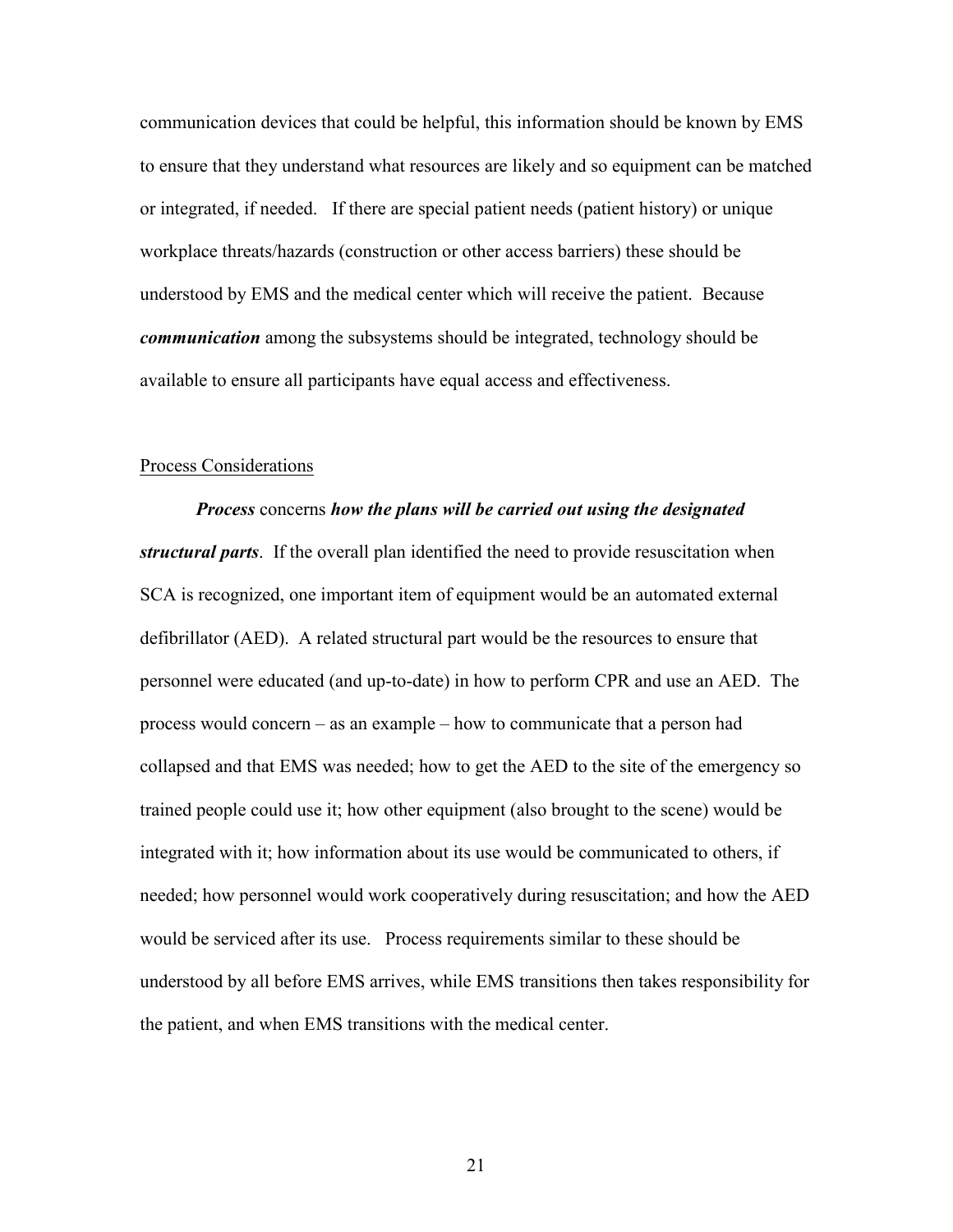communication devices that could be helpful, this information should be known by EMS to ensure that they understand what resources are likely and so equipment can be matched or integrated, if needed. If there are special patient needs (patient history) or unique workplace threats/hazards (construction or other access barriers) these should be understood by EMS and the medical center which will receive the patient. Because ***communication*** among the subsystems should be integrated, technology should be available to ensure all participants have equal access and effectiveness.

Process Considerations

***Process*** concerns ***how the plans will be carried out using the designated structural parts***. If the overall plan identified the need to provide resuscitation when SCA is recognized, one important item of equipment would be an automated external defibrillator (AED). A related structural part would be the resources to ensure that personnel were educated (and up-to-date) in how to perform CPR and use an AED. The process would concern – as an example – how to communicate that a person had collapsed and that EMS was needed; how to get the AED to the site of the emergency so trained people could use it; how other equipment (also brought to the scene) would be integrated with it; how information about its use would be communicated to others, if needed; how personnel would work cooperatively during resuscitation; and how the AED would be serviced after its use. Process requirements similar to these should be understood by all before EMS arrives, while EMS transitions then takes responsibility for the patient, and when EMS transitions with the medical center.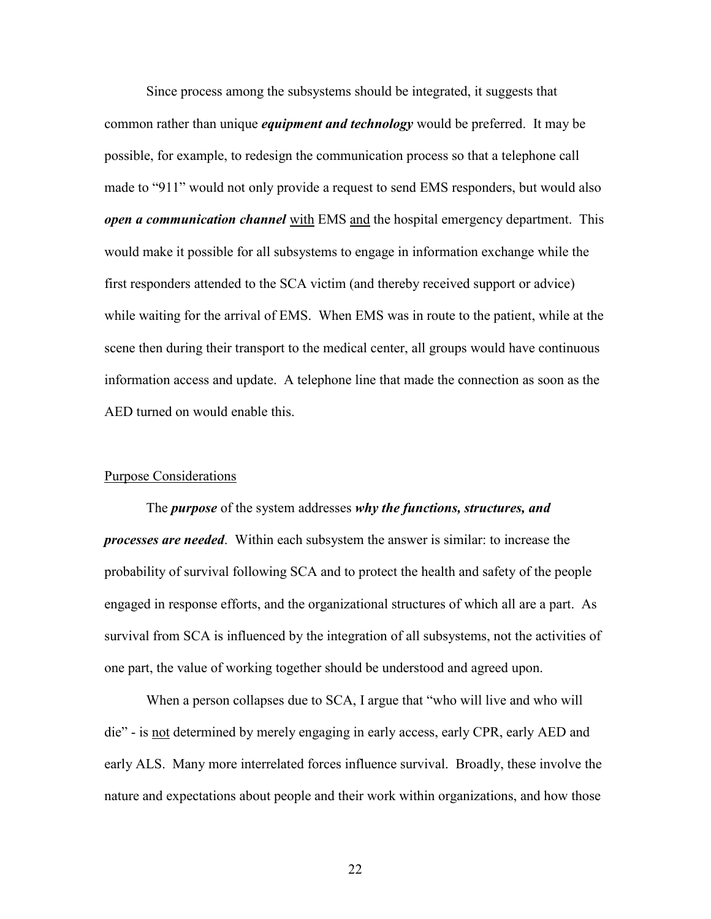Since process among the subsystems should be integrated, it suggests that common rather than unique ***equipment and technology*** would be preferred. It may be possible, for example, to redesign the communication process so that a telephone call made to "911" would not only provide a request to send EMS responders, but would also ***open a communication channel*** <u>with</u> EMS <u>and</u> the hospital emergency department. This would make it possible for all subsystems to engage in information exchange while the first responders attended to the SCA victim (and thereby received support or advice) while waiting for the arrival of EMS. When EMS was in route to the patient, while at the scene then during their transport to the medical center, all groups would have continuous information access and update. A telephone line that made the connection as soon as the AED turned on would enable this.

<u>Purpose Considerations</u>

The ***purpose*** of the system addresses ***why the functions, structures, and processes are needed***. Within each subsystem the answer is similar: to increase the probability of survival following SCA and to protect the health and safety of the people engaged in response efforts, and the organizational structures of which all are a part. As survival from SCA is influenced by the integration of all subsystems, not the activities of one part, the value of working together should be understood and agreed upon.

When a person collapses due to SCA, I argue that "who will live and who will die" - is <u>not</u> determined by merely engaging in early access, early CPR, early AED and early ALS. Many more interrelated forces influence survival. Broadly, these involve the nature and expectations about people and their work within organizations, and how those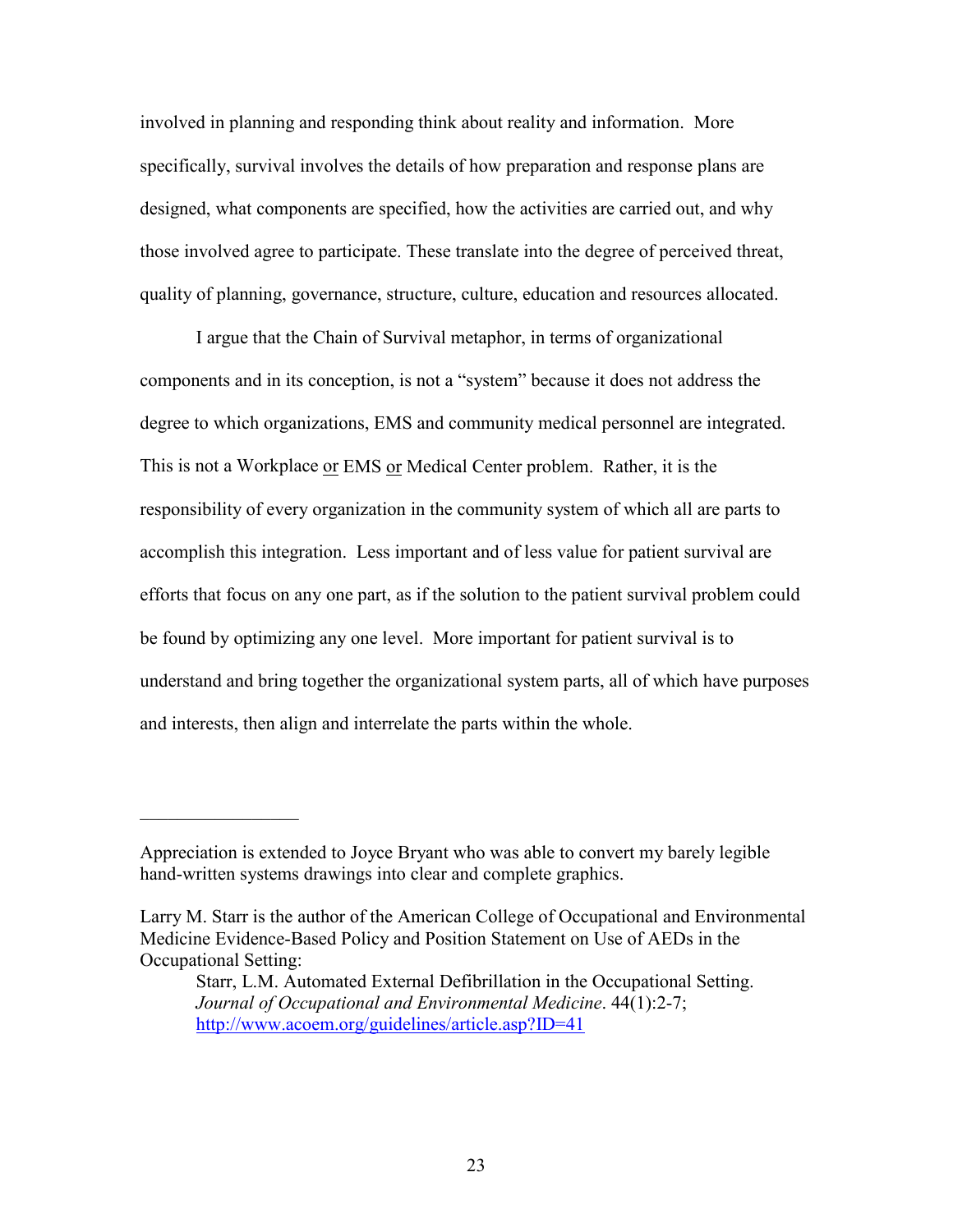involved in planning and responding think about reality and information. More specifically, survival involves the details of how preparation and response plans are designed, what components are specified, how the activities are carried out, and why those involved agree to participate. These translate into the degree of perceived threat, quality of planning, governance, structure, culture, education and resources allocated.

I argue that the Chain of Survival metaphor, in terms of organizational components and in its conception, is not a "system" because it does not address the degree to which organizations, EMS and community medical personnel are integrated. This is not a Workplace <u>or</u> EMS <u>or</u> Medical Center problem. Rather, it is the responsibility of every organization in the community system of which all are parts to accomplish this integration. Less important and of less value for patient survival are efforts that focus on any one part, as if the solution to the patient survival problem could be found by optimizing any one level. More important for patient survival is to understand and bring together the organizational system parts, all of which have purposes and interests, then align and interrelate the parts within the whole.

---

Appreciation is extended to Joyce Bryant who was able to convert my barely legible hand-written systems drawings into clear and complete graphics.

Larry M. Starr is the author of the American College of Occupational and Environmental Medicine Evidence-Based Policy and Position Statement on Use of AEDs in the Occupational Setting:

> Starr, L.M. Automated External Defibrillation in the Occupational Setting. *Journal of Occupational and Environmental Medicine*. 44(1):2-7; http://www.acoem.org/guidelines/article.asp?ID=41